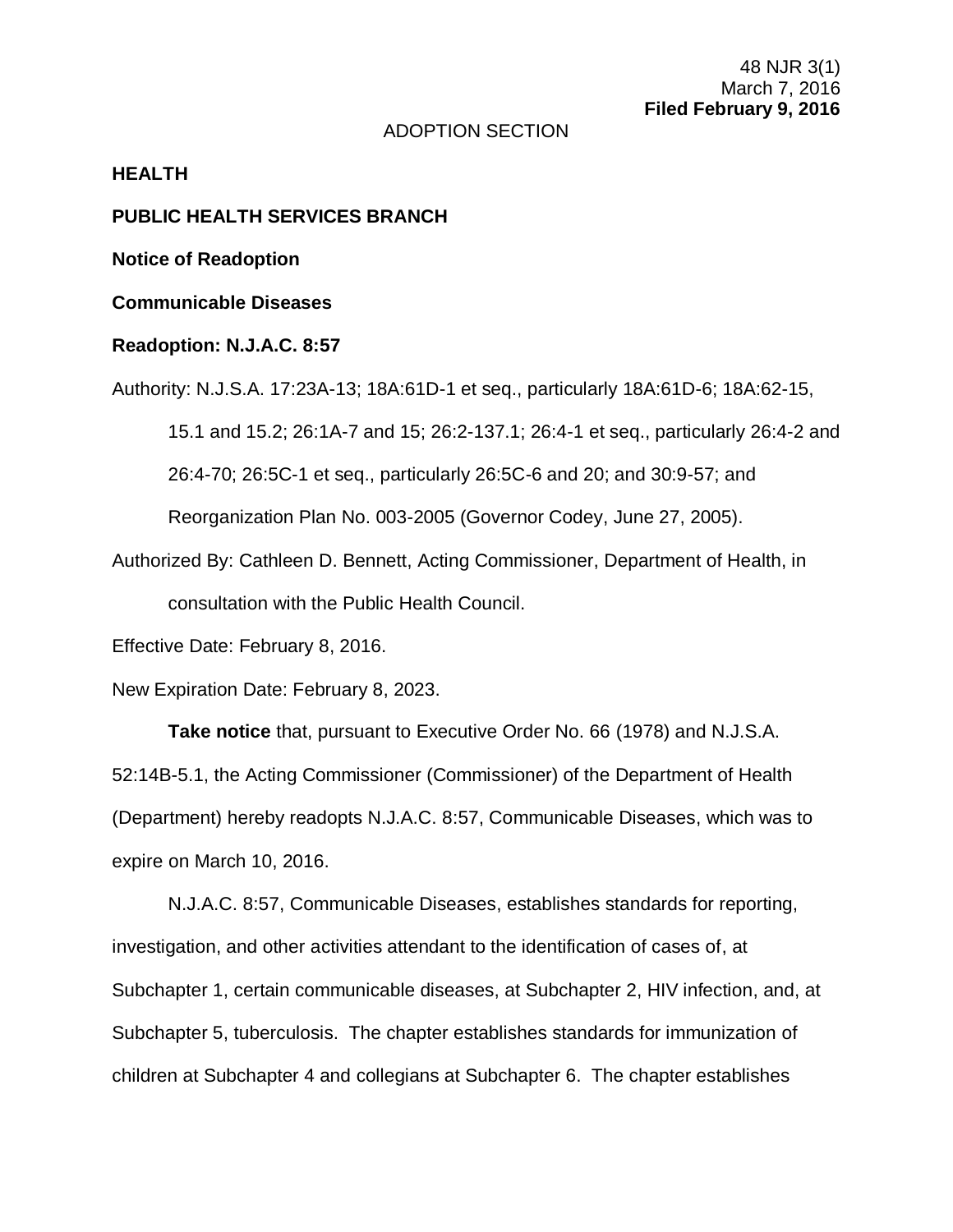48 NJR 3(1)
March 7, 2016
**Filed February 9, 2016**

ADOPTION SECTION

**HEALTH**

**PUBLIC HEALTH SERVICES BRANCH**

**Notice of Readoption**

**Communicable Diseases**

**Readoption: N.J.A.C. 8:57**

Authority: N.J.S.A. 17:23A-13; 18A:61D-1 et seq., particularly 18A:61D-6; 18A:62-15, 15.1 and 15.2; 26:1A-7 and 15; 26:2-137.1; 26:4-1 et seq., particularly 26:4-2 and 26:4-70; 26:5C-1 et seq., particularly 26:5C-6 and 20; and 30:9-57; and Reorganization Plan No. 003-2005 (Governor Codey, June 27, 2005).

Authorized By: Cathleen D. Bennett, Acting Commissioner, Department of Health, in consultation with the Public Health Council.

Effective Date: February 8, 2016.

New Expiration Date: February 8, 2023.

**Take notice** that, pursuant to Executive Order No. 66 (1978) and N.J.S.A. 52:14B-5.1, the Acting Commissioner (Commissioner) of the Department of Health (Department) hereby readopts N.J.A.C. 8:57, Communicable Diseases, which was to expire on March 10, 2016.

N.J.A.C. 8:57, Communicable Diseases, establishes standards for reporting, investigation, and other activities attendant to the identification of cases of, at Subchapter 1, certain communicable diseases, at Subchapter 2, HIV infection, and, at Subchapter 5, tuberculosis. The chapter establishes standards for immunization of children at Subchapter 4 and collegians at Subchapter 6. The chapter establishes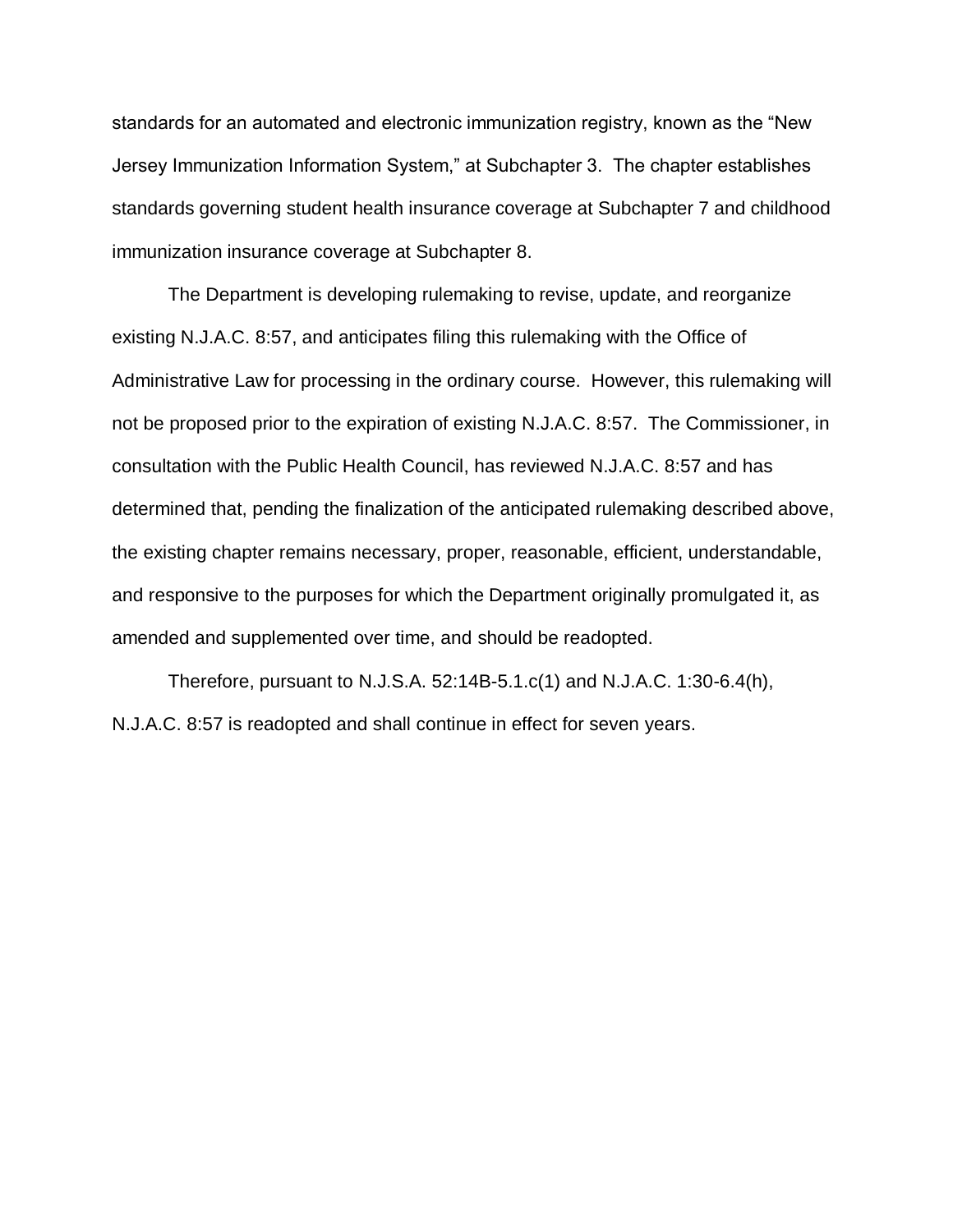standards for an automated and electronic immunization registry, known as the "New Jersey Immunization Information System," at Subchapter 3. The chapter establishes standards governing student health insurance coverage at Subchapter 7 and childhood immunization insurance coverage at Subchapter 8.

The Department is developing rulemaking to revise, update, and reorganize existing N.J.A.C. 8:57, and anticipates filing this rulemaking with the Office of Administrative Law for processing in the ordinary course. However, this rulemaking will not be proposed prior to the expiration of existing N.J.A.C. 8:57. The Commissioner, in consultation with the Public Health Council, has reviewed N.J.A.C. 8:57 and has determined that, pending the finalization of the anticipated rulemaking described above, the existing chapter remains necessary, proper, reasonable, efficient, understandable, and responsive to the purposes for which the Department originally promulgated it, as amended and supplemented over time, and should be readopted.

Therefore, pursuant to N.J.S.A. 52:14B-5.1.c(1) and N.J.A.C. 1:30-6.4(h), N.J.A.C. 8:57 is readopted and shall continue in effect for seven years.